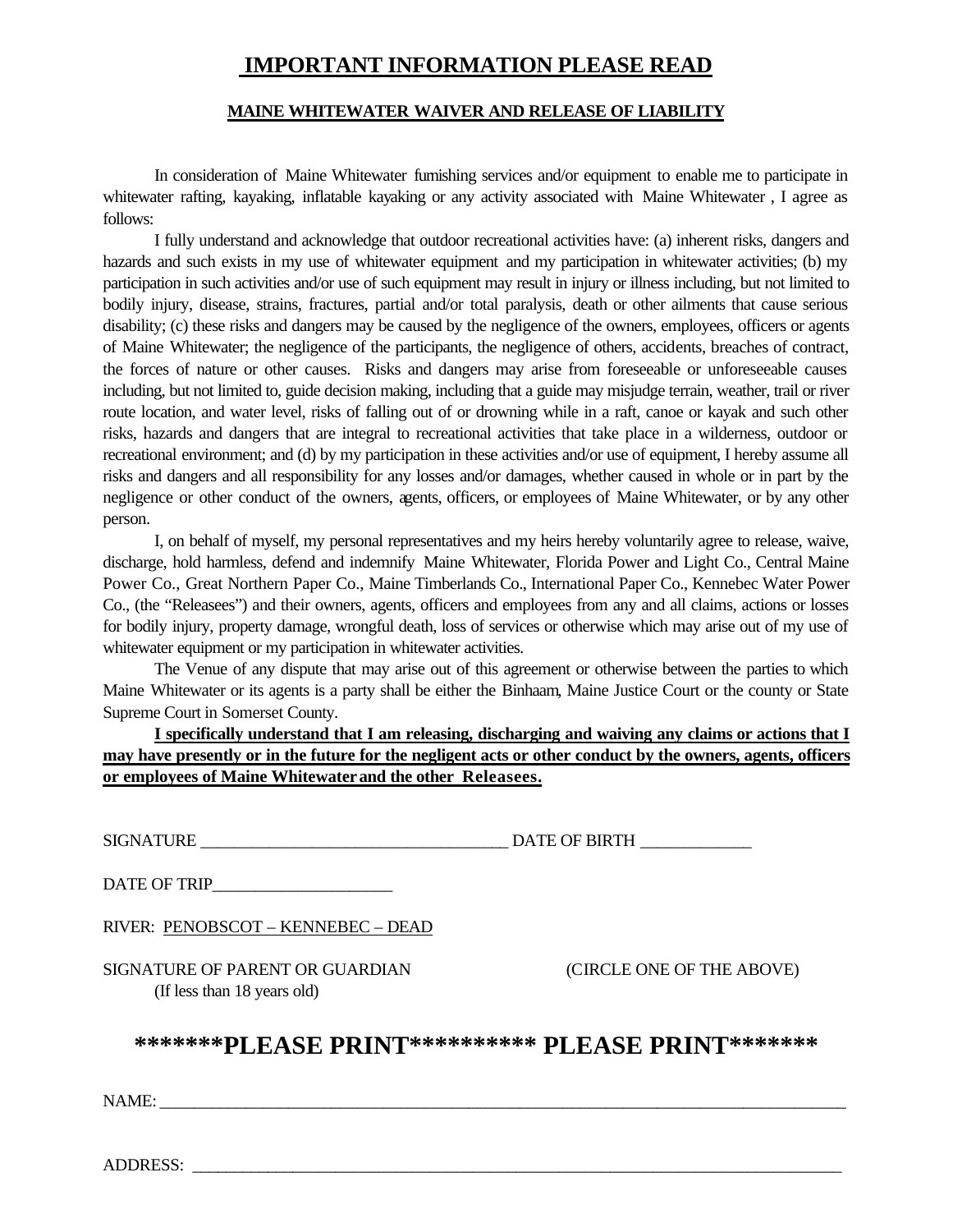# IMPORTANT INFORMATION PLEASE READ

## MAINE WHITEWATER WAIVER AND RELEASE OF LIABILITY

In consideration of Maine Whitewater furnishing services and/or equipment to enable me to participate in whitewater rafting, kayaking, inflatable kayaking or any activity associated with Maine Whitewater , I agree as follows:

I fully understand and acknowledge that outdoor recreational activities have: (a) inherent risks, dangers and hazards and such exists in my use of whitewater equipment and my participation in whitewater activities; (b) my participation in such activities and/or use of such equipment may result in injury or illness including, but not limited to bodily injury, disease, strains, fractures, partial and/or total paralysis, death or other ailments that cause serious disability; (c) these risks and dangers may be caused by the negligence of the owners, employees, officers or agents of Maine Whitewater; the negligence of the participants, the negligence of others, accidents, breaches of contract, the forces of nature or other causes. Risks and dangers may arise from foreseeable or unforeseeable causes including, but not limited to, guide decision making, including that a guide may misjudge terrain, weather, trail or river route location, and water level, risks of falling out of or drowning while in a raft, canoe or kayak and such other risks, hazards and dangers that are integral to recreational activities that take place in a wilderness, outdoor or recreational environment; and (d) by my participation in these activities and/or use of equipment, I hereby assume all risks and dangers and all responsibility for any losses and/or damages, whether caused in whole or in part by the negligence or other conduct of the owners, agents, officers, or employees of Maine Whitewater, or by any other person.

I, on behalf of myself, my personal representatives and my heirs hereby voluntarily agree to release, waive, discharge, hold harmless, defend and indemnify Maine Whitewater, Florida Power and Light Co., Central Maine Power Co., Great Northern Paper Co., Maine Timberlands Co., International Paper Co., Kennebec Water Power Co., (the "Releasees") and their owners, agents, officers and employees from any and all claims, actions or losses for bodily injury, property damage, wrongful death, loss of services or otherwise which may arise out of my use of whitewater equipment or my participation in whitewater activities.

The Venue of any dispute that may arise out of this agreement or otherwise between the parties to which Maine Whitewater or its agents is a party shall be either the Binhaam, Maine Justice Court or the county or State Supreme Court in Somerset County.

**I specifically understand that I am releasing, discharging and waiving any claims or actions that I may have presently or in the future for the negligent acts or other conduct by the owners, agents, officers or employees of Maine Whitewater and the other Releasees.**

SIGNATURE ____________________________________ DATE OF BIRTH _____________

DATE OF TRIP_____________________

RIVER: PENOBSCOT – KENNEBEC – DEAD

SIGNATURE OF PARENT OR GUARDIAN (CIRCLE ONE OF THE ABOVE)
(If less than 18 years old)

# *******PLEASE PRINT********** PLEASE PRINT*******

NAME: ____________________________________________________________________________

ADDRESS: _________________________________________________________________________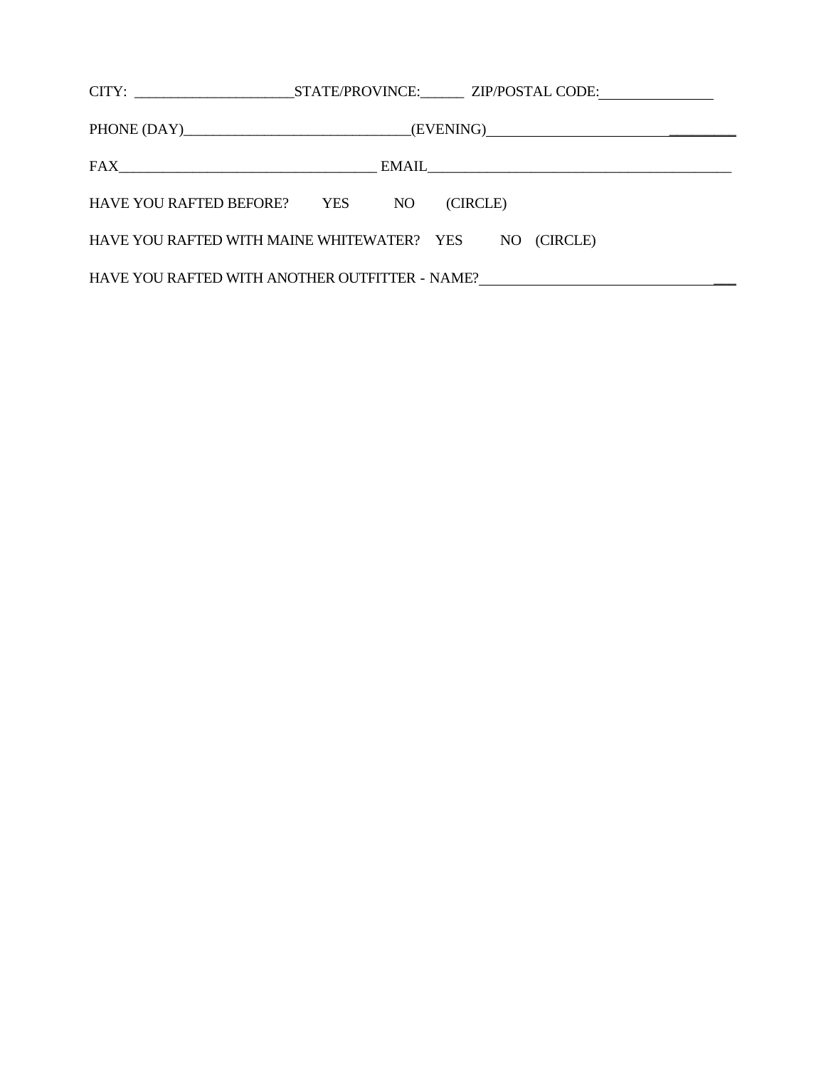CITY: ______________________STATE/PROVINCE:______ ZIP/POSTAL CODE:________________

PHONE (DAY)________________________________(EVENING)_________________________________

FAX_____________________________________ EMAIL____________________________________________

HAVE YOU RAFTED BEFORE? YES NO (CIRCLE)

HAVE YOU RAFTED WITH MAINE WHITEWATER? YES NO (CIRCLE)

HAVE YOU RAFTED WITH ANOTHER OUTFITTER - NAME?____________________________________